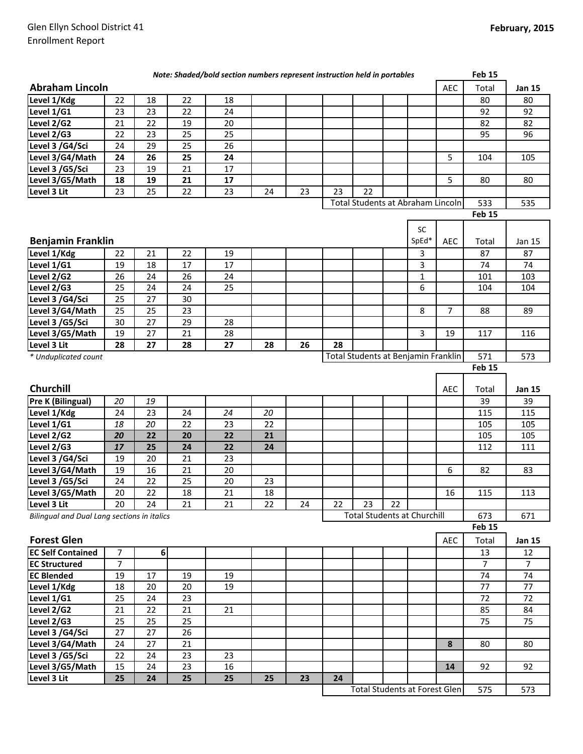Glen Ellyn School District 41
Enrollment Report

**February, 2015**

*Note: Shaded/bold section numbers represent instruction held in portables*

## Abraham Lincoln

| | | | | | | | | | | | AEC | Feb 15 Total | Jan 15 |
|---|---|---|---|---|---|---|---|---|---|---|---|---|---|
| Level 1/Kdg | 22 | 18 | 22 | 18 | | | | | | | | 80 | 80 |
| Level 1/G1 | 23 | 23 | 22 | 24 | | | | | | | | 92 | 92 |
| Level 2/G2 | 21 | 22 | 19 | 20 | | | | | | | | 82 | 82 |
| Level 2/G3 | 22 | 23 | 25 | 25 | | | | | | | | 95 | 96 |
| Level 3 /G4/Sci | 24 | 29 | 25 | 26 | | | | | | | | | |
| Level 3/G4/Math | **24** | **26** | **25** | **24** | | | | | | | 5 | 104 | 105 |
| Level 3 /G5/Sci | 23 | 19 | 21 | 17 | | | | | | | | | |
| Level 3/G5/Math | **18** | **19** | **21** | **17** | | | | | | | 5 | 80 | 80 |
| Level 3 Lit | 23 | 25 | 22 | 23 | 24 | 23 | 23 | 22 | | | | | |
| | | | | | | | Total Students at Abraham Lincoln | | | | | 533 | 535 |

## Benjamin Franklin

| | | | | | | | | | | SC SpEd* | AEC | Feb 15 Total | Jan 15 |
|---|---|---|---|---|---|---|---|---|---|---|---|---|---|
| Level 1/Kdg | 22 | 21 | 22 | 19 | | | | | | 3 | | 87 | 87 |
| Level 1/G1 | 19 | 18 | 17 | 17 | | | | | | 3 | | 74 | 74 |
| Level 2/G2 | 26 | 24 | 26 | 24 | | | | | | 1 | | 101 | 103 |
| Level 2/G3 | 25 | 24 | 24 | 25 | | | | | | 6 | | 104 | 104 |
| Level 3 /G4/Sci | 25 | 27 | 30 | | | | | | | | | | |
| Level 3/G4/Math | 25 | 25 | 23 | | | | | | | 8 | 7 | 88 | 89 |
| Level 3 /G5/Sci | 30 | 27 | 29 | 28 | | | | | | | | | |
| Level 3/G5/Math | 19 | 27 | 21 | 28 | | | | | | 3 | 19 | 117 | 116 |
| Level 3 Lit | **28** | **27** | **28** | **27** | **28** | **26** | **28** | | | | | | |
| | | | | | | | Total Students at Benjamin Franklin | | | | | 571 | 573 |

*\* Unduplicated count*

## Churchill

| | | | | | | | | | | | AEC | Feb 15 Total | Jan 15 |
|---|---|---|---|---|---|---|---|---|---|---|---|---|---|
| Pre K (Bilingual) | *20* | *19* | | | | | | | | | | 39 | 39 |
| Level 1/Kdg | 24 | 23 | 24 | *24* | *20* | | | | | | | 115 | 115 |
| Level 1/G1 | *18* | *20* | 22 | 23 | 22 | | | | | | | 105 | 105 |
| Level 2/G2 | ***20*** | **22** | **20** | **22** | **21** | | | | | | | 105 | 105 |
| Level 2/G3 | ***17*** | **25** | **24** | **22** | **24** | | | | | | | 112 | 111 |
| Level 3 /G4/Sci | 19 | 20 | 21 | 23 | | | | | | | | | |
| Level 3/G4/Math | 19 | 16 | 21 | 20 | | | | | | | 6 | 82 | 83 |
| Level 3 /G5/Sci | 24 | 22 | 25 | 20 | 23 | | | | | | | | |
| Level 3/G5/Math | 20 | 22 | 18 | 21 | 18 | | | | | | 16 | 115 | 113 |
| Level 3 Lit | 20 | 24 | 21 | 21 | 22 | 24 | 22 | 23 | 22 | | | | |
| | | | | | | | Total Students at Churchill | | | | | 673 | 671 |

*Bilingual and Dual Lang sections in italics*

## Forest Glen

| | | | | | | | | | | | AEC | Feb 15 Total | Jan 15 |
|---|---|---|---|---|---|---|---|---|---|---|---|---|---|
| EC Self Contained | 7 | 6 | | | | | | | | | | 13 | 12 |
| EC Structured | 7 | | | | | | | | | | | 7 | 7 |
| EC Blended | 19 | 17 | 19 | 19 | | | | | | | | 74 | 74 |
| Level 1/Kdg | 18 | 20 | 20 | 19 | | | | | | | | 77 | 77 |
| Level 1/G1 | 25 | 24 | 23 | | | | | | | | | 72 | 72 |
| Level 2/G2 | 21 | 22 | 21 | 21 | | | | | | | | 85 | 84 |
| Level 2/G3 | 25 | 25 | 25 | | | | | | | | | 75 | 75 |
| Level 3 /G4/Sci | 27 | 27 | 26 | | | | | | | | | | |
| Level 3/G4/Math | 24 | 27 | 21 | | | | | | | | **8** | 80 | 80 |
| Level 3 /G5/Sci | 22 | 24 | 23 | 23 | | | | | | | | | |
| Level 3/G5/Math | 15 | 24 | 23 | 16 | | | | | | | **14** | 92 | 92 |
| Level 3 Lit | **25** | **24** | **25** | **25** | **25** | **23** | **24** | | | | | | |
| | | | | | | | Total Students at Forest Glen | | | | | 575 | 573 |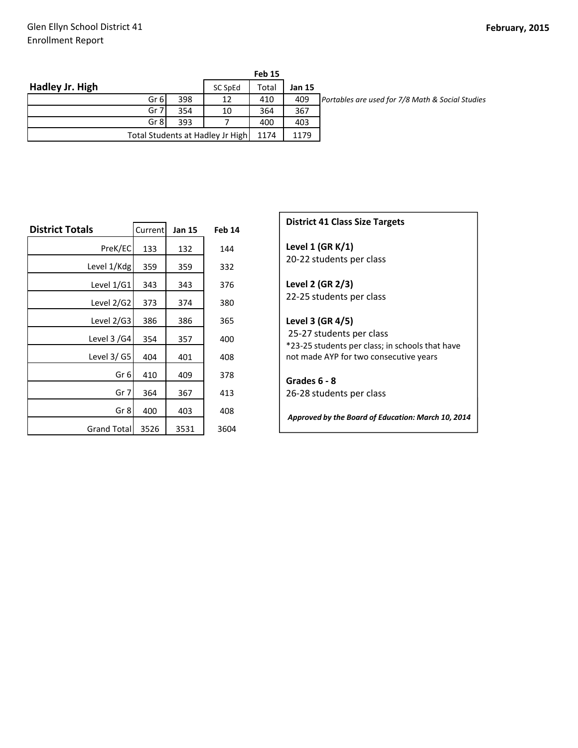Glen Ellyn School District 41
Enrollment Report

**February, 2015**

## Hadley Jr. High

| | | SC SpEd | Feb 15 Total | Jan 15 |
|---|---|---|---|---|
| Gr 6 | 398 | 12 | 410 | 409 |
| Gr 7 | 354 | 10 | 364 | 367 |
| Gr 8 | 393 | 7 | 400 | 403 |
| Total Students at Hadley Jr High | | | 1174 | 1179 |

*Portables are used for 7/8 Math & Social Studies*

## District Totals

| District Totals | Current | Jan 15 | Feb 14 |
|---|---|---|---|
| PreK/EC | 133 | 132 | 144 |
| Level 1/Kdg | 359 | 359 | 332 |
| Level 1/G1 | 343 | 343 | 376 |
| Level 2/G2 | 373 | 374 | 380 |
| Level 2/G3 | 386 | 386 | 365 |
| Level 3 /G4 | 354 | 357 | 400 |
| Level 3/ G5 | 404 | 401 | 408 |
| Gr 6 | 410 | 409 | 378 |
| Gr 7 | 364 | 367 | 413 |
| Gr 8 | 400 | 403 | 408 |
| Grand Total | 3526 | 3531 | 3604 |

**District 41 Class Size Targets**

**Level 1 (GR K/1)**
20-22 students per class

**Level 2 (GR 2/3)**
22-25 students per class

**Level 3 (GR 4/5)**
25-27 students per class
*23-25 students per class; in schools that have not made AYP for two consecutive years

**Grades 6 - 8**
26-28 students per class

***Approved by the Board of Education: March 10, 2014***